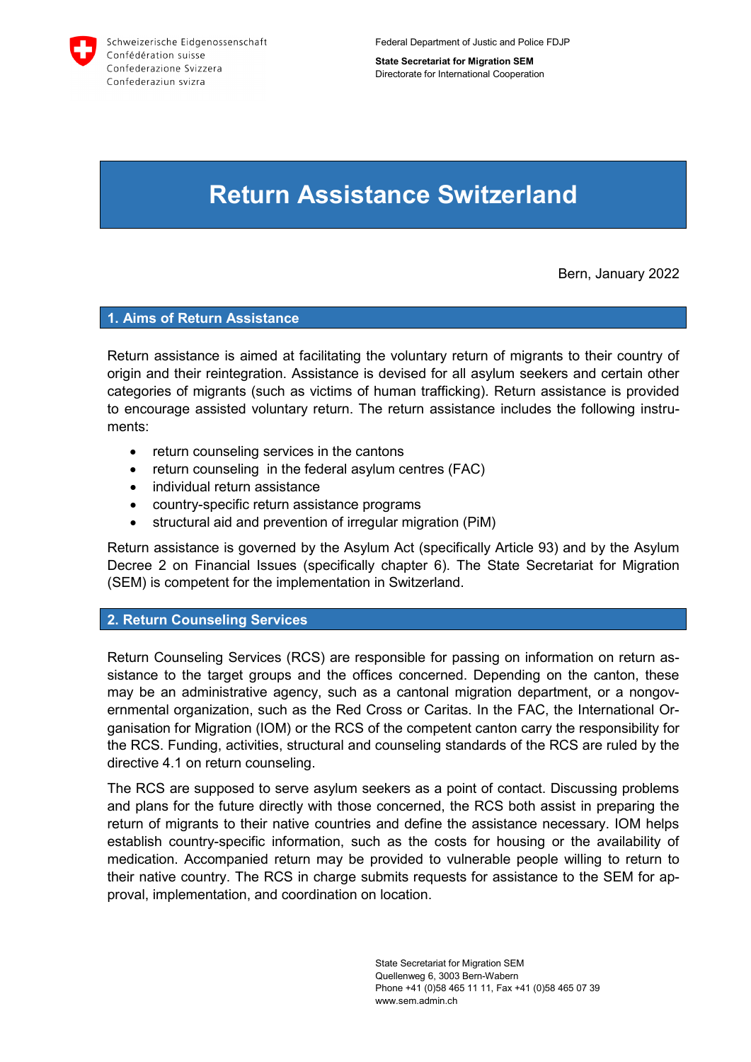Schweizerische Eidgenossenschaft
Confédération suisse
Confederazione Svizzera
Confederaziun svizra

Federal Department of Justic and Police FDJP

**State Secretariat for Migration SEM**
Directorate for International Cooperation

# Return Assistance Switzerland

Bern, January 2022

## 1. Aims of Return Assistance

Return assistance is aimed at facilitating the voluntary return of migrants to their country of origin and their reintegration. Assistance is devised for all asylum seekers and certain other categories of migrants (such as victims of human trafficking). Return assistance is provided to encourage assisted voluntary return. The return assistance includes the following instruments:

- return counseling services in the cantons
- return counseling in the federal asylum centres (FAC)
- individual return assistance
- country-specific return assistance programs
- structural aid and prevention of irregular migration (PiM)

Return assistance is governed by the Asylum Act (specifically Article 93) and by the Asylum Decree 2 on Financial Issues (specifically chapter 6). The State Secretariat for Migration (SEM) is competent for the implementation in Switzerland.

## 2. Return Counseling Services

Return Counseling Services (RCS) are responsible for passing on information on return assistance to the target groups and the offices concerned. Depending on the canton, these may be an administrative agency, such as a cantonal migration department, or a nongovernmental organization, such as the Red Cross or Caritas. In the FAC, the International Organisation for Migration (IOM) or the RCS of the competent canton carry the responsibility for the RCS. Funding, activities, structural and counseling standards of the RCS are ruled by the directive 4.1 on return counseling.

The RCS are supposed to serve asylum seekers as a point of contact. Discussing problems and plans for the future directly with those concerned, the RCS both assist in preparing the return of migrants to their native countries and define the assistance necessary. IOM helps establish country-specific information, such as the costs for housing or the availability of medication. Accompanied return may be provided to vulnerable people willing to return to their native country. The RCS in charge submits requests for assistance to the SEM for approval, implementation, and coordination on location.

State Secretariat for Migration SEM
Quellenweg 6, 3003 Bern-Wabern
Phone +41 (0)58 465 11 11, Fax +41 (0)58 465 07 39
www.sem.admin.ch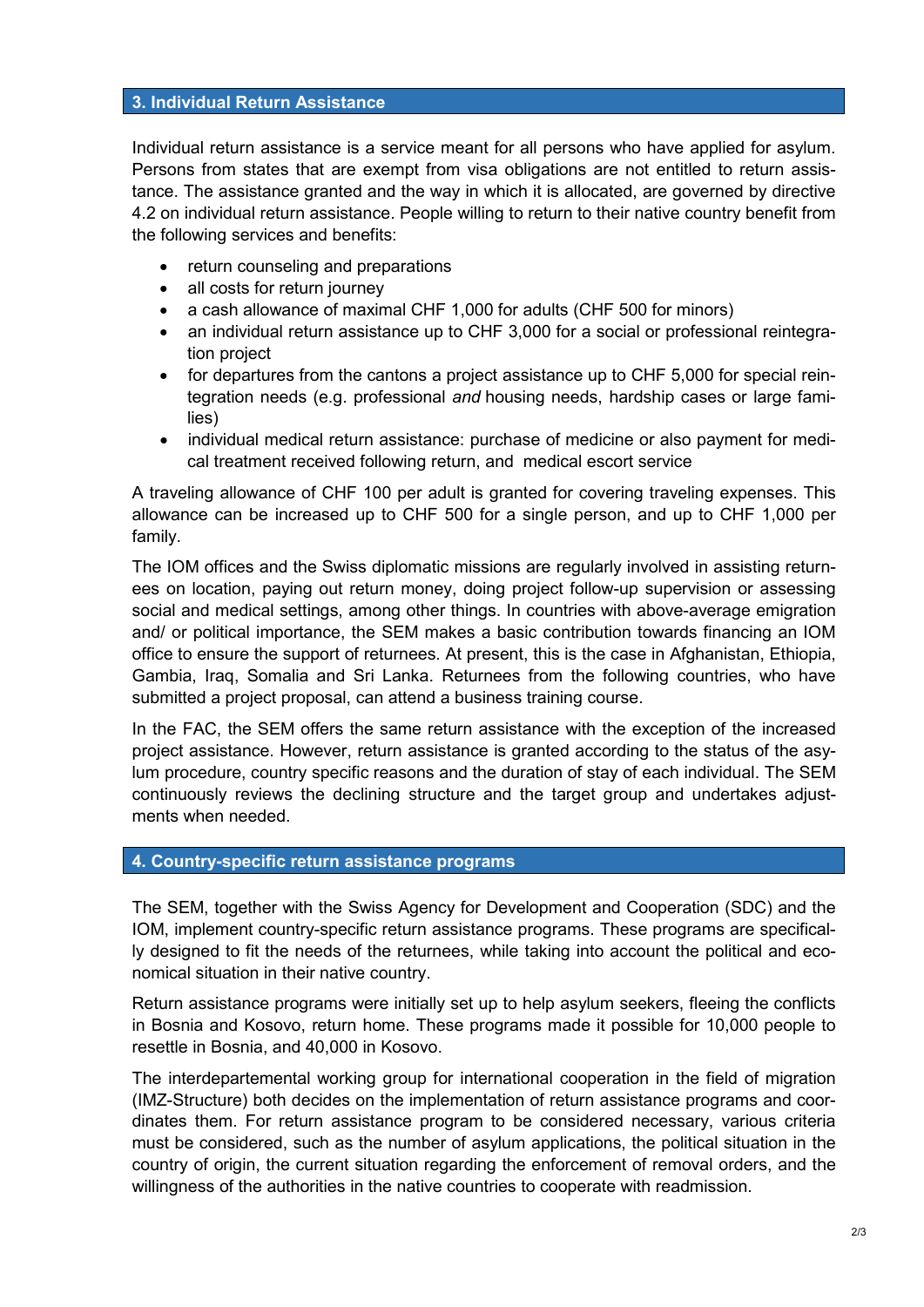## 3. Individual Return Assistance

Individual return assistance is a service meant for all persons who have applied for asylum. Persons from states that are exempt from visa obligations are not entitled to return assistance. The assistance granted and the way in which it is allocated, are governed by directive 4.2 on individual return assistance. People willing to return to their native country benefit from the following services and benefits:

- return counseling and preparations
- all costs for return journey
- a cash allowance of maximal CHF 1,000 for adults (CHF 500 for minors)
- an individual return assistance up to CHF 3,000 for a social or professional reintegration project
- for departures from the cantons a project assistance up to CHF 5,000 for special reintegration needs (e.g. professional *and* housing needs, hardship cases or large families)
- individual medical return assistance: purchase of medicine or also payment for medical treatment received following return, and medical escort service

A traveling allowance of CHF 100 per adult is granted for covering traveling expenses. This allowance can be increased up to CHF 500 for a single person, and up to CHF 1,000 per family.

The IOM offices and the Swiss diplomatic missions are regularly involved in assisting returnees on location, paying out return money, doing project follow-up supervision or assessing social and medical settings, among other things. In countries with above-average emigration and/ or political importance, the SEM makes a basic contribution towards financing an IOM office to ensure the support of returnees. At present, this is the case in Afghanistan, Ethiopia, Gambia, Iraq, Somalia and Sri Lanka. Returnees from the following countries, who have submitted a project proposal, can attend a business training course.

In the FAC, the SEM offers the same return assistance with the exception of the increased project assistance. However, return assistance is granted according to the status of the asylum procedure, country specific reasons and the duration of stay of each individual. The SEM continuously reviews the declining structure and the target group and undertakes adjustments when needed.

## 4. Country-specific return assistance programs

The SEM, together with the Swiss Agency for Development and Cooperation (SDC) and the IOM, implement country-specific return assistance programs. These programs are specifically designed to fit the needs of the returnees, while taking into account the political and economical situation in their native country.

Return assistance programs were initially set up to help asylum seekers, fleeing the conflicts in Bosnia and Kosovo, return home. These programs made it possible for 10,000 people to resettle in Bosnia, and 40,000 in Kosovo.

The interdepartemental working group for international cooperation in the field of migration (IMZ-Structure) both decides on the implementation of return assistance programs and coordinates them. For return assistance program to be considered necessary, various criteria must be considered, such as the number of asylum applications, the political situation in the country of origin, the current situation regarding the enforcement of removal orders, and the willingness of the authorities in the native countries to cooperate with readmission.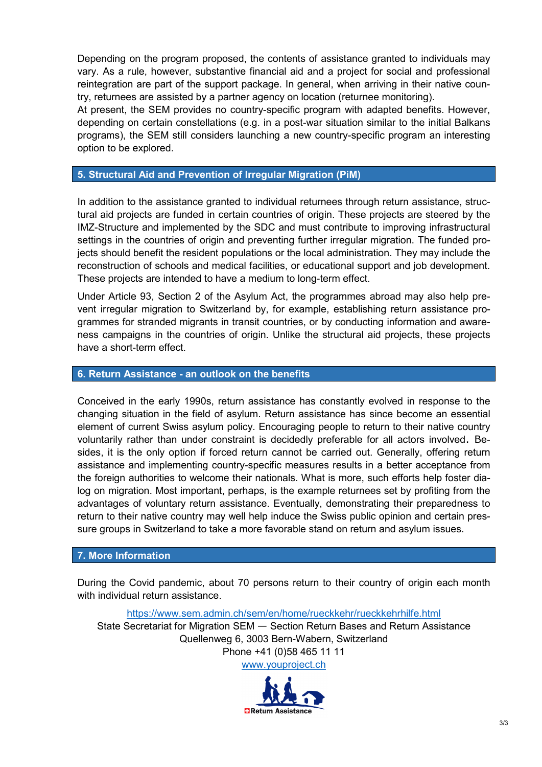Depending on the program proposed, the contents of assistance granted to individuals may vary. As a rule, however, substantive financial aid and a project for social and professional reintegration are part of the support package. In general, when arriving in their native country, returnees are assisted by a partner agency on location (returnee monitoring).

At present, the SEM provides no country-specific program with adapted benefits. However, depending on certain constellations (e.g. in a post-war situation similar to the initial Balkans programs), the SEM still considers launching a new country-specific program an interesting option to be explored.

## 5. Structural Aid and Prevention of Irregular Migration (PiM)

In addition to the assistance granted to individual returnees through return assistance, structural aid projects are funded in certain countries of origin. These projects are steered by the IMZ-Structure and implemented by the SDC and must contribute to improving infrastructural settings in the countries of origin and preventing further irregular migration. The funded projects should benefit the resident populations or the local administration. They may include the reconstruction of schools and medical facilities, or educational support and job development. These projects are intended to have a medium to long-term effect.

Under Article 93, Section 2 of the Asylum Act, the programmes abroad may also help prevent irregular migration to Switzerland by, for example, establishing return assistance programmes for stranded migrants in transit countries, or by conducting information and awareness campaigns in the countries of origin. Unlike the structural aid projects, these projects have a short-term effect.

## 6. Return Assistance - an outlook on the benefits

Conceived in the early 1990s, return assistance has constantly evolved in response to the changing situation in the field of asylum. Return assistance has since become an essential element of current Swiss asylum policy. Encouraging people to return to their native country voluntarily rather than under constraint is decidedly preferable for all actors involved. Besides, it is the only option if forced return cannot be carried out. Generally, offering return assistance and implementing country-specific measures results in a better acceptance from the foreign authorities to welcome their nationals. What is more, such efforts help foster dialog on migration. Most important, perhaps, is the example returnees set by profiting from the advantages of voluntary return assistance. Eventually, demonstrating their preparedness to return to their native country may well help induce the Swiss public opinion and certain pressure groups in Switzerland to take a more favorable stand on return and asylum issues.

## 7. More Information

During the Covid pandemic, about 70 persons return to their country of origin each month with individual return assistance.

https://www.sem.admin.ch/sem/en/home/rueckkehr/rueckkehrhilfe.html
State Secretariat for Migration SEM — Section Return Bases and Return Assistance
Quellenweg 6, 3003 Bern-Wabern, Switzerland
Phone +41 (0)58 465 11 11
www.youproject.ch

Return Assistance